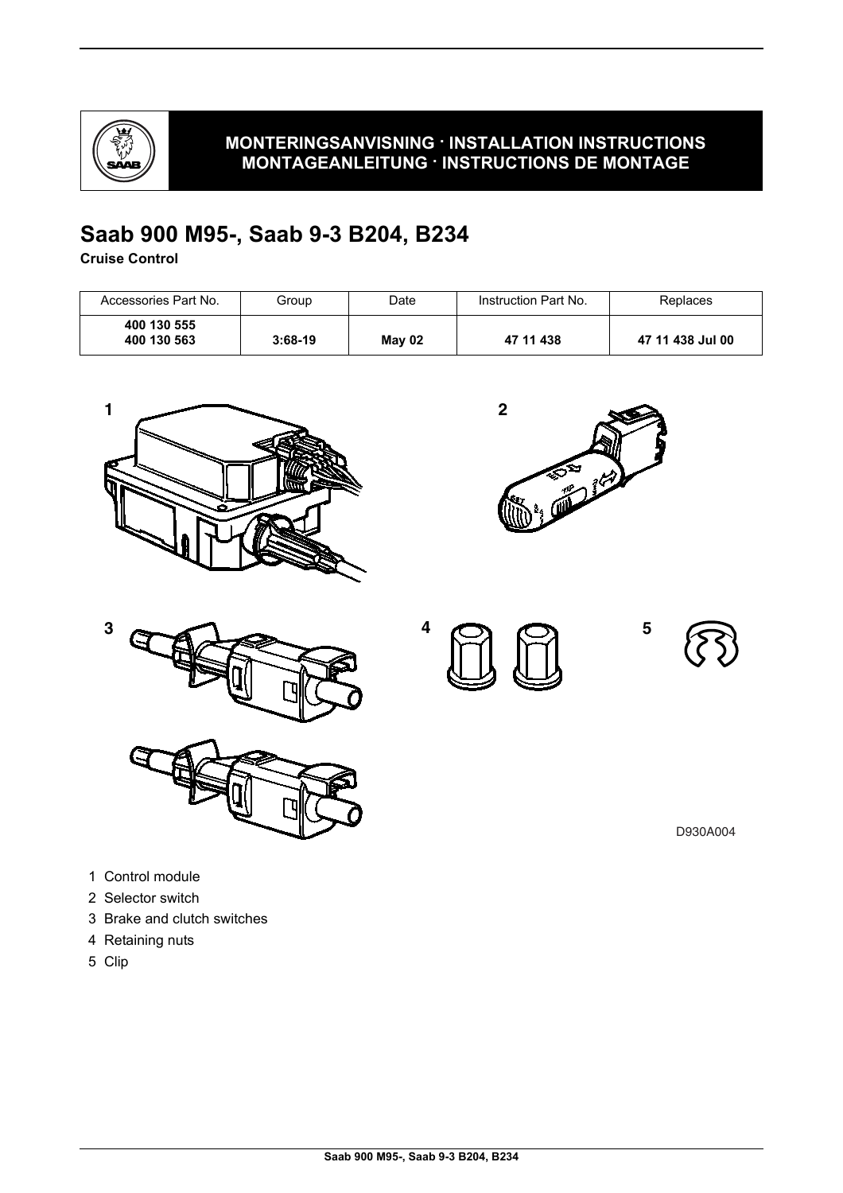**MONTERINGSANVISNING · INSTALLATION INSTRUCTIONS**
**MONTAGEANLEITUNG · INSTRUCTIONS DE MONTAGE**

# Saab 900 M95-, Saab 9-3 B204, B234

**Cruise Control**

| Accessories Part No. | Group | Date | Instruction Part No. | Replaces |
|---|---|---|---|---|
| **400 130 555**<br>**400 130 563** | **3:68-19** | **May 02** | **47 11 438** | **47 11 438 Jul 00** |

D930A004

1 Control module
2 Selector switch
3 Brake and clutch switches
4 Retaining nuts
5 Clip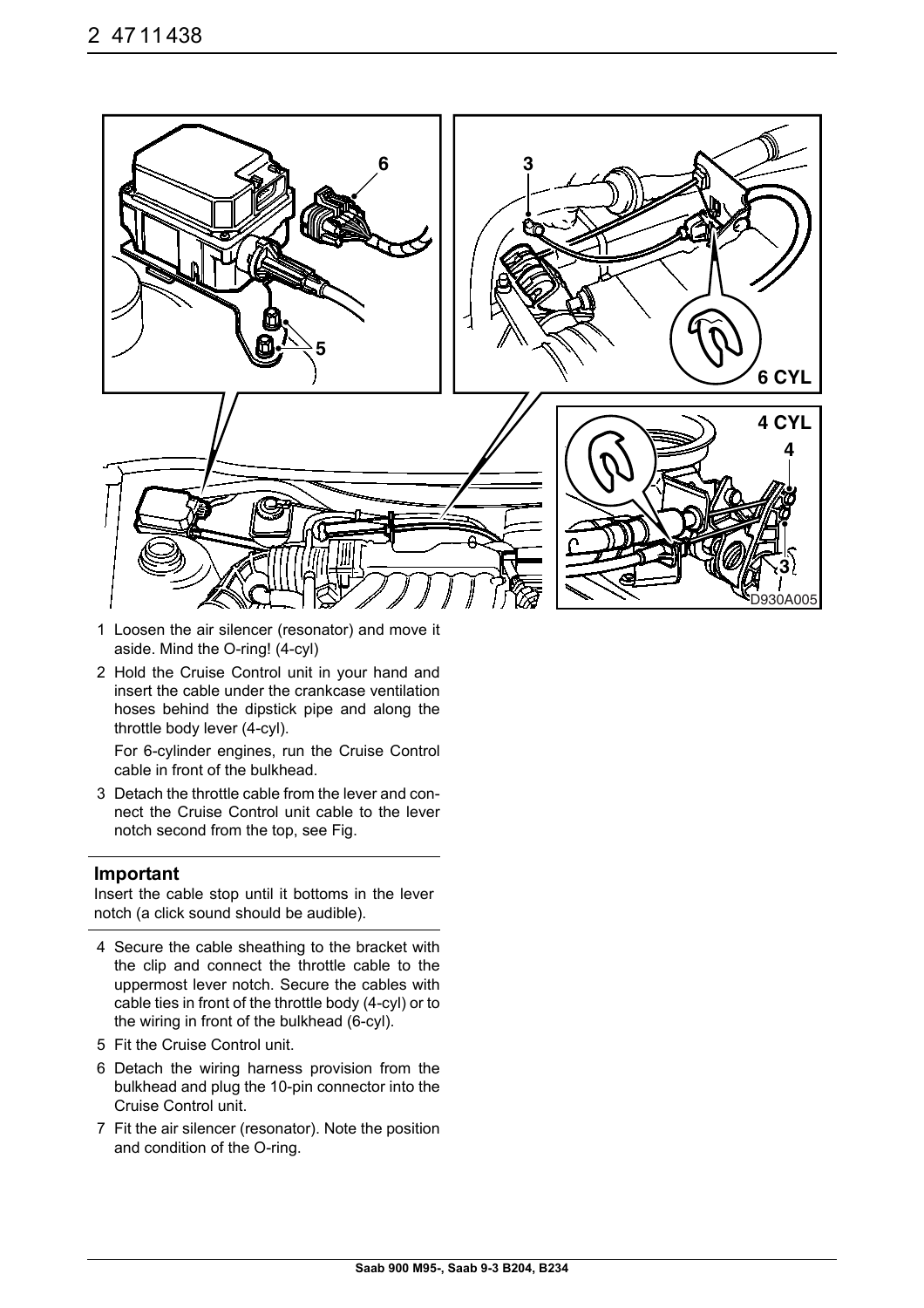1 Loosen the air silencer (resonator) and move it aside. Mind the O-ring! (4-cyl)

2 Hold the Cruise Control unit in your hand and insert the cable under the crankcase ventilation hoses behind the dipstick pipe and along the throttle body lever (4-cyl).

   For 6-cylinder engines, run the Cruise Control cable in front of the bulkhead.

3 Detach the throttle cable from the lever and connect the Cruise Control unit cable to the lever notch second from the top, see Fig.

### Important

Insert the cable stop until it bottoms in the lever notch (a click sound should be audible).

4 Secure the cable sheathing to the bracket with the clip and connect the throttle cable to the uppermost lever notch. Secure the cables with cable ties in front of the throttle body (4-cyl) or to the wiring in front of the bulkhead (6-cyl).

5 Fit the Cruise Control unit.

6 Detach the wiring harness provision from the bulkhead and plug the 10-pin connector into the Cruise Control unit.

7 Fit the air silencer (resonator). Note the position and condition of the O-ring.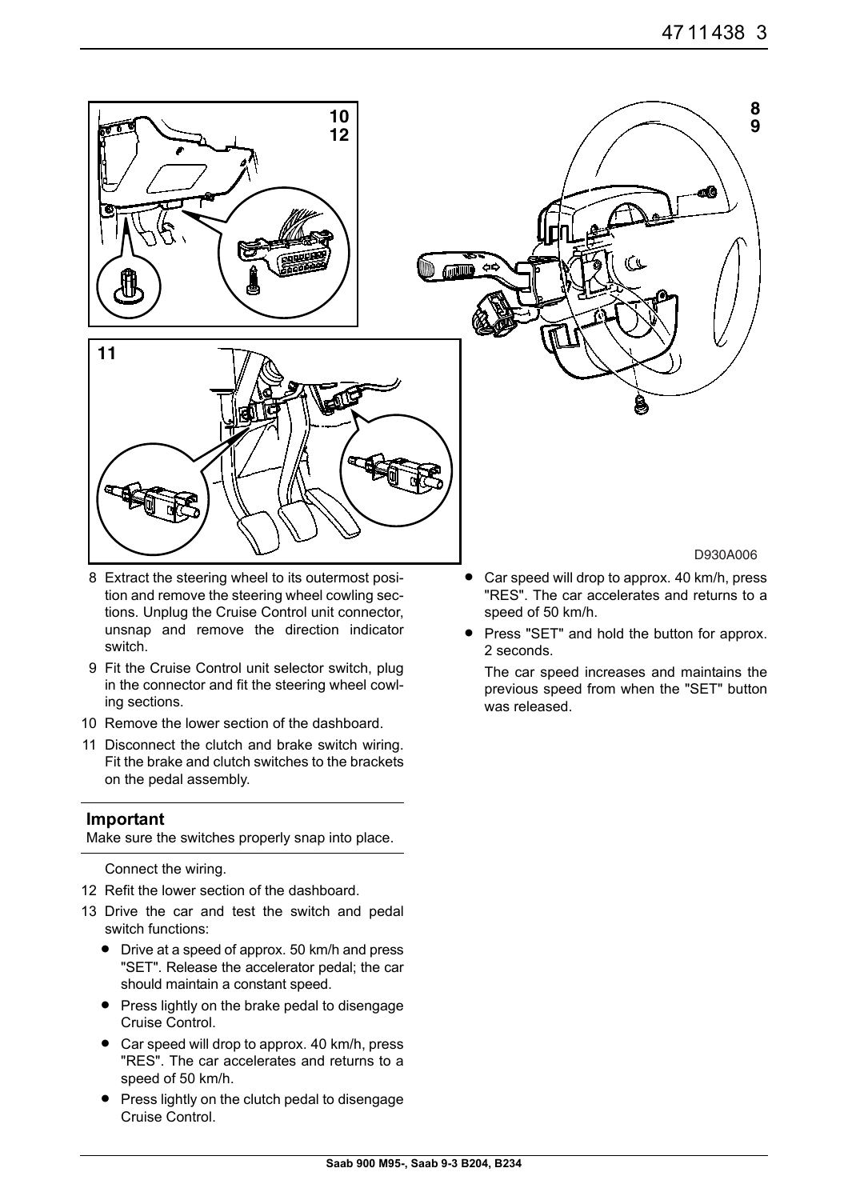10
12

8
9

11

D930A006

8 Extract the steering wheel to its outermost position and remove the steering wheel cowling sections. Unplug the Cruise Control unit connector, unsnap and remove the direction indicator switch.
9 Fit the Cruise Control unit selector switch, plug in the connector and fit the steering wheel cowling sections.
10 Remove the lower section of the dashboard.
11 Disconnect the clutch and brake switch wiring. Fit the brake and clutch switches to the brackets on the pedal assembly.

### Important

Make sure the switches properly snap into place.

Connect the wiring.

12 Refit the lower section of the dashboard.
13 Drive the car and test the switch and pedal switch functions:
   - Drive at a speed of approx. 50 km/h and press "SET". Release the accelerator pedal; the car should maintain a constant speed.
   - Press lightly on the brake pedal to disengage Cruise Control.
   - Car speed will drop to approx. 40 km/h, press "RES". The car accelerates and returns to a speed of 50 km/h.
   - Press lightly on the clutch pedal to disengage Cruise Control.
   - Car speed will drop to approx. 40 km/h, press "RES". The car accelerates and returns to a speed of 50 km/h.
   - Press "SET" and hold the button for approx. 2 seconds.

     The car speed increases and maintains the previous speed from when the "SET" button was released.